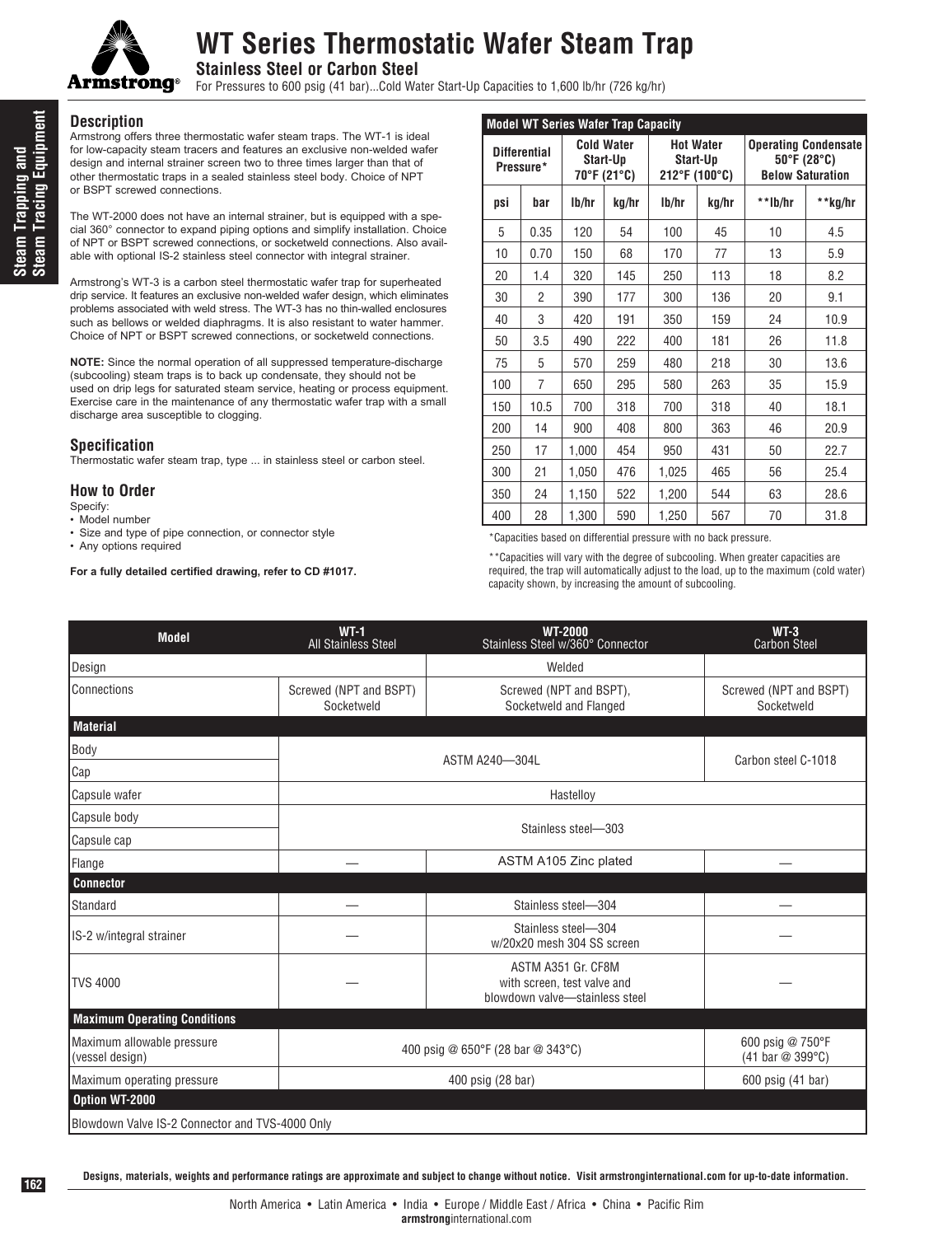# WT Series Thermostatic Wafer Steam Trap

## Stainless Steel or Carbon Steel

For Pressures to 600 psig (41 bar)...Cold Water Start-Up Capacities to 1,600 lb/hr (726 kg/hr)

### Description

Armstrong offers three thermostatic wafer steam traps. The WT-1 is ideal for low-capacity steam tracers and features an exclusive non-welded wafer design and internal strainer screen two to three times larger than that of other thermostatic traps in a sealed stainless steel body. Choice of NPT or BSPT screwed connections.

The WT-2000 does not have an internal strainer, but is equipped with a special 360° connector to expand piping options and simplify installation. Choice of NPT or BSPT screwed connections, or socketweld connections. Also available with optional IS-2 stainless steel connector with integral strainer.

Armstrong's WT-3 is a carbon steel thermostatic wafer trap for superheated drip service. It features an exclusive non-welded wafer design, which eliminates problems associated with weld stress. The WT-3 has no thin-walled enclosures such as bellows or welded diaphragms. It is also resistant to water hammer. Choice of NPT or BSPT screwed connections, or socketweld connections.

**NOTE:** Since the normal operation of all suppressed temperature-discharge (subcooling) steam traps is to back up condensate, they should not be used on drip legs for saturated steam service, heating or process equipment. Exercise care in the maintenance of any thermostatic wafer trap with a small discharge area susceptible to clogging.

### Specification

Thermostatic wafer steam trap, type ... in stainless steel or carbon steel.

### How to Order

Specify:

- Model number
- Size and type of pipe connection, or connector style
- Any options required

**For a fully detailed certified drawing, refer to CD #1017.**

**Model WT Series Wafer Trap Capacity**

| Differential Pressure* | | Cold Water Start-Up 70°F (21°C) | | Hot Water Start-Up 212°F (100°C) | | Operating Condensate 50°F (28°C) Below Saturation | |
|---|---|---|---|---|---|---|---|
| psi | bar | lb/hr | kg/hr | lb/hr | kg/hr | **lb/hr | **kg/hr |
| 5 | 0.35 | 120 | 54 | 100 | 45 | 10 | 4.5 |
| 10 | 0.70 | 150 | 68 | 170 | 77 | 13 | 5.9 |
| 20 | 1.4 | 320 | 145 | 250 | 113 | 18 | 8.2 |
| 30 | 2 | 390 | 177 | 300 | 136 | 20 | 9.1 |
| 40 | 3 | 420 | 191 | 350 | 159 | 24 | 10.9 |
| 50 | 3.5 | 490 | 222 | 400 | 181 | 26 | 11.8 |
| 75 | 5 | 570 | 259 | 480 | 218 | 30 | 13.6 |
| 100 | 7 | 650 | 295 | 580 | 263 | 35 | 15.9 |
| 150 | 10.5 | 700 | 318 | 700 | 318 | 40 | 18.1 |
| 200 | 14 | 900 | 408 | 800 | 363 | 46 | 20.9 |
| 250 | 17 | 1,000 | 454 | 950 | 431 | 50 | 22.7 |
| 300 | 21 | 1,050 | 476 | 1,025 | 465 | 56 | 25.4 |
| 350 | 24 | 1,150 | 522 | 1,200 | 544 | 63 | 28.6 |
| 400 | 28 | 1,300 | 590 | 1,250 | 567 | 70 | 31.8 |

*Capacities based on differential pressure with no back pressure.

**Capacities will vary with the degree of subcooling. When greater capacities are required, the trap will automatically adjust to the load, up to the maximum (cold water) capacity shown, by increasing the amount of subcooling.

| Model | WT-1 All Stainless Steel | WT-2000 Stainless Steel w/360° Connector | WT-3 Carbon Steel |
|---|---|---|---|
| Design | | Welded | |
| Connections | Screwed (NPT and BSPT) Socketweld | Screwed (NPT and BSPT), Socketweld and Flanged | Screwed (NPT and BSPT) Socketweld |
| **Material** | | | |
| Body | ASTM A240—304L | ASTM A240—304L | Carbon steel C-1018 |
| Cap | ASTM A240—304L | ASTM A240—304L | Carbon steel C-1018 |
| Capsule wafer | Hastelloy | Hastelloy | Hastelloy |
| Capsule body | Stainless steel—303 | Stainless steel—303 | Stainless steel—303 |
| Capsule cap | Stainless steel—303 | Stainless steel—303 | Stainless steel—303 |
| Flange | — | ASTM A105 Zinc plated | — |
| **Connector** | | | |
| Standard | — | Stainless steel—304 | — |
| IS-2 w/integral strainer | — | Stainless steel—304 w/20x20 mesh 304 SS screen | — |
| TVS 4000 | — | ASTM A351 Gr. CF8M with screen, test valve and blowdown valve—stainless steel | — |
| **Maximum Operating Conditions** | | | |
| Maximum allowable pressure (vessel design) | 400 psig @ 650°F (28 bar @ 343°C) | 400 psig @ 650°F (28 bar @ 343°C) | 600 psig @ 750°F (41 bar @ 399°C) |
| Maximum operating pressure | 400 psig (28 bar) | 400 psig (28 bar) | 600 psig (41 bar) |
| **Option WT-2000** | | | |
| Blowdown Valve IS-2 Connector and TVS-4000 Only | | | |

**Designs, materials, weights and performance ratings are approximate and subject to change without notice. Visit armstronginternational.com for up-to-date information.**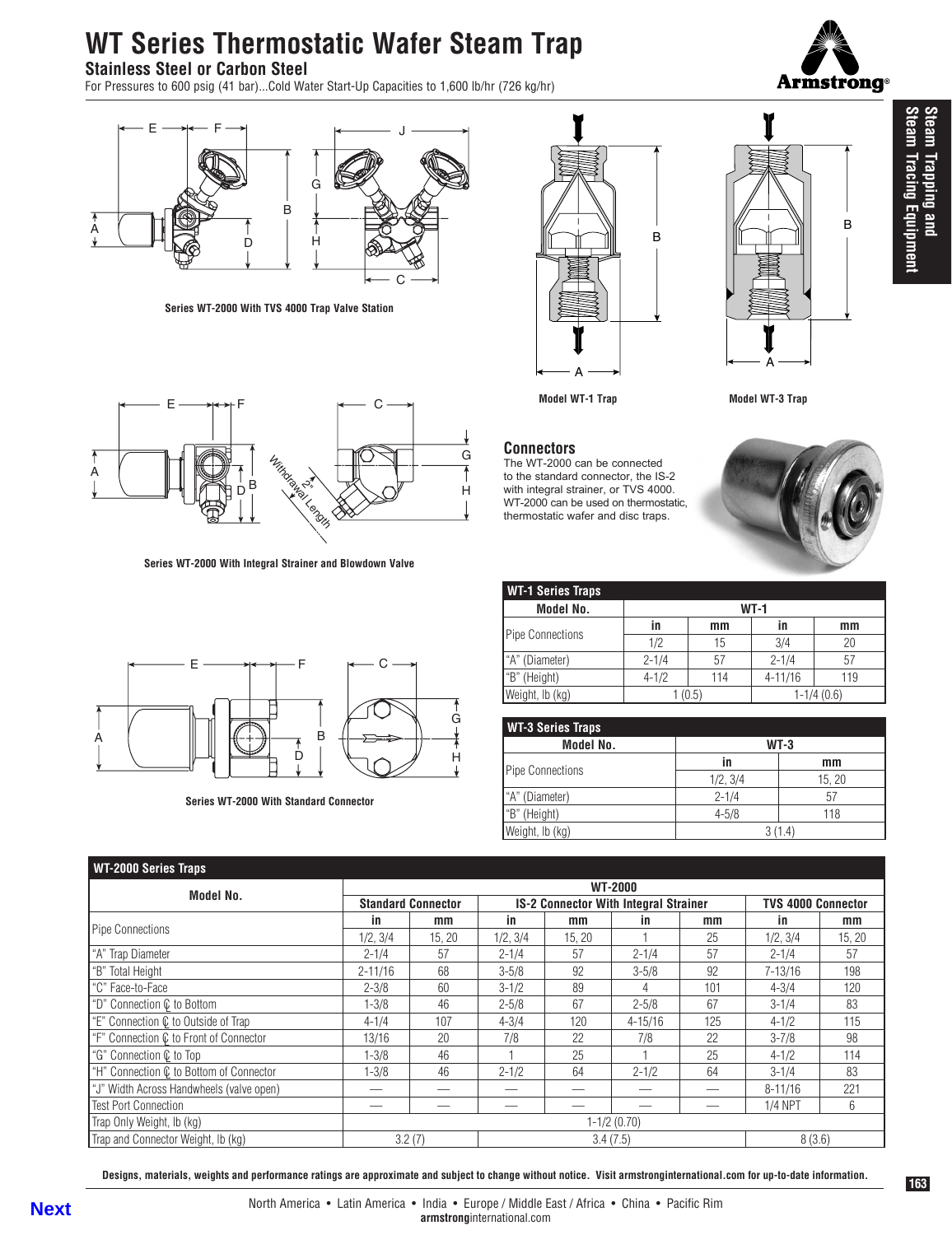# WT Series Thermostatic Wafer Steam Trap

## Stainless Steel or Carbon Steel

For Pressures to 600 psig (41 bar)...Cold Water Start-Up Capacities to 1,600 lb/hr (726 kg/hr)

Series WT-2000 With TVS 4000 Trap Valve Station

Model WT-1 Trap

Model WT-3 Trap

Series WT-2000 With Integral Strainer and Blowdown Valve

### Connectors

The WT-2000 can be connected to the standard connector, the IS-2 with integral strainer, or TVS 4000. WT-2000 can be used on thermostatic, thermostatic wafer and disc traps.

Series WT-2000 With Standard Connector

| WT-1 Series Traps | | | | |
|---|---|---|---|---|
| Model No. | WT-1 | | | |
| Pipe Connections | in | mm | in | mm |
| | 1/2 | 15 | 3/4 | 20 |
| "A" (Diameter) | 2-1/4 | 57 | 2-1/4 | 57 |
| "B" (Height) | 4-1/2 | 114 | 4-11/16 | 119 |
| Weight, lb (kg) | 1 (0.5) | | 1-1/4 (0.6) | |

| WT-3 Series Traps | | |
|---|---|---|
| Model No. | WT-3 | |
| Pipe Connections | in | mm |
| | 1/2, 3/4 | 15, 20 |
| "A" (Diameter) | 2-1/4 | 57 |
| "B" (Height) | 4-5/8 | 118 |
| Weight, lb (kg) | 3 (1.4) | |

| WT-2000 Series Traps | | | | | | | | |
|---|---|---|---|---|---|---|---|---|
| Model No. | WT-2000 | | | | | | | |
| | Standard Connector | | IS-2 Connector With Integral Strainer | | | | TVS 4000 Connector | |
| Pipe Connections | in | mm | in | mm | in | mm | in | mm |
| | 1/2, 3/4 | 15, 20 | 1/2, 3/4 | 15, 20 | 1 | 25 | 1/2, 3/4 | 15, 20 |
| "A" Trap Diameter | 2-1/4 | 57 | 2-1/4 | 57 | 2-1/4 | 57 | 2-1/4 | 57 |
| "B" Total Height | 2-11/16 | 68 | 3-5/8 | 92 | 3-5/8 | 92 | 7-13/16 | 198 |
| "C" Face-to-Face | 2-3/8 | 60 | 3-1/2 | 89 | 4 | 101 | 4-3/4 | 120 |
| "D" Connection ℄ to Bottom | 1-3/8 | 46 | 2-5/8 | 67 | 2-5/8 | 67 | 3-1/4 | 83 |
| "E" Connection ℄ to Outside of Trap | 4-1/4 | 107 | 4-3/4 | 120 | 4-15/16 | 125 | 4-1/2 | 115 |
| "F" Connection ℄ to Front of Connector | 13/16 | 20 | 7/8 | 22 | 7/8 | 22 | 3-7/8 | 98 |
| "G" Connection ℄ to Top | 1-3/8 | 46 | 1 | 25 | 1 | 25 | 4-1/2 | 114 |
| "H" Connection ℄ to Bottom of Connector | 1-3/8 | 46 | 2-1/2 | 64 | 2-1/2 | 64 | 3-1/4 | 83 |
| "J" Width Across Handwheels (valve open) | — | — | — | — | — | — | 8-11/16 | 221 |
| Test Port Connection | — | — | — | — | — | — | 1/4 NPT | 6 |
| Trap Only Weight, lb (kg) | 1-1/2 (0.70) | | | | | | | |
| Trap and Connector Weight, lb (kg) | 3.2 (7) | | 3.4 (7.5) | | | | 8 (3.6) | |

**Designs, materials, weights and performance ratings are approximate and subject to change without notice. Visit armstronginternational.com for up-to-date information.**